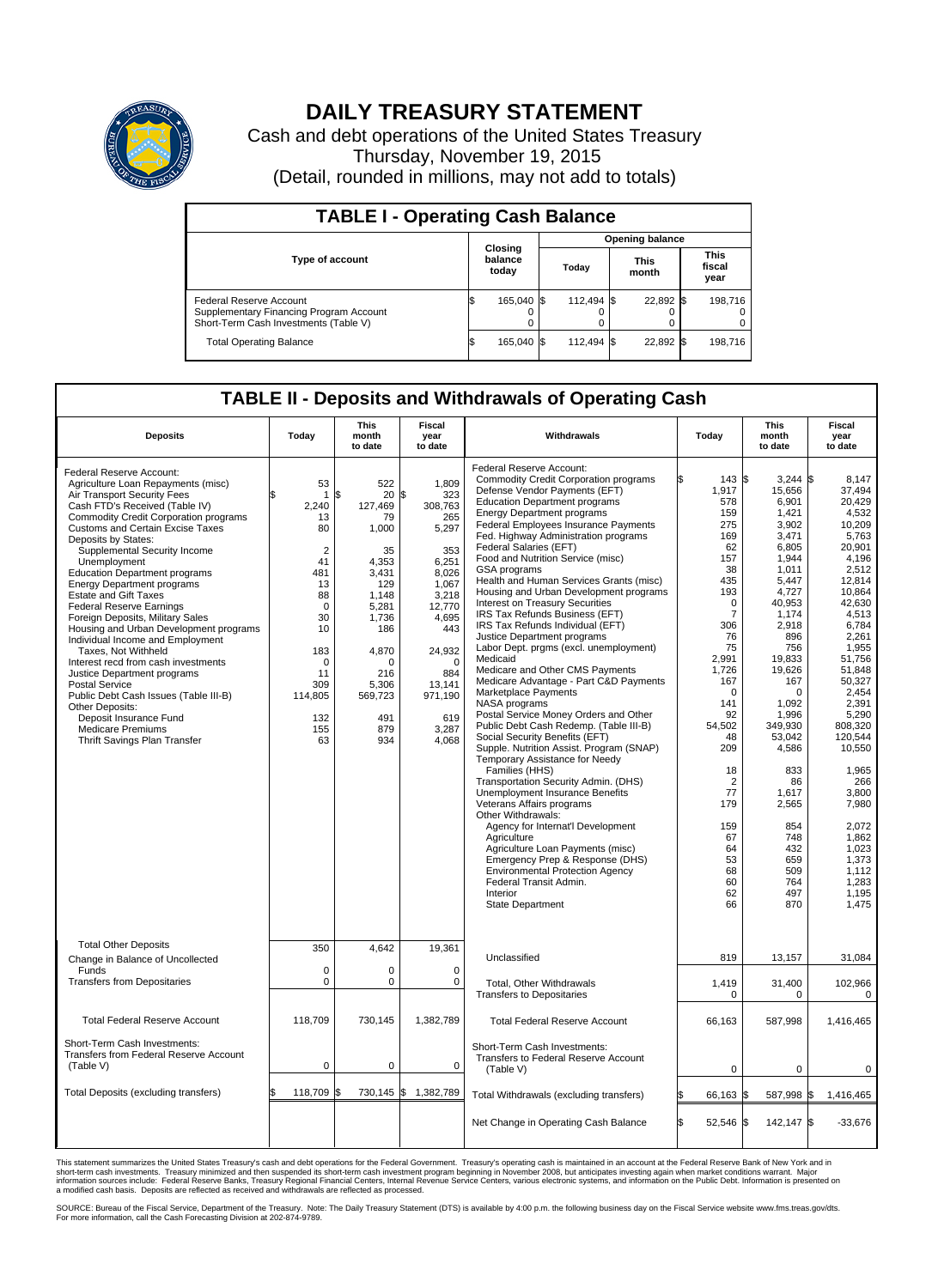# DAILY TREASURY STATEMENT

Cash and debt operations of the United States Treasury
Thursday, November 19, 2015
(Detail, rounded in millions, may not add to totals)

## TABLE I - Operating Cash Balance

| Type of account | Closing balance today | Opening balance Today | Opening balance This month | Opening balance This fiscal year |
|---|---|---|---|---|
| Federal Reserve Account | $ 165,040 | $ 112,494 | $ 22,892 | $ 198,716 |
| Supplementary Financing Program Account | 0 | 0 | 0 | 0 |
| Short-Term Cash Investments (Table V) | 0 | 0 | 0 | 0 |
| Total Operating Balance | $ 165,040 | $ 112,494 | $ 22,892 | $ 198,716 |

## TABLE II - Deposits and Withdrawals of Operating Cash

| Deposits | Today | This month to date | Fiscal year to date |
|---|---|---|---|
| Federal Reserve Account: | | | |
| Agriculture Loan Repayments (misc) | $ 53 | $ 522 | $ 1,809 |
| Air Transport Security Fees | 1 | 20 | 323 |
| Cash FTD's Received (Table IV) | 2,240 | 127,469 | 308,763 |
| Commodity Credit Corporation programs | 13 | 79 | 265 |
| Customs and Certain Excise Taxes | 80 | 1,000 | 5,297 |
| Deposits by States: | | | |
| Supplemental Security Income | 2 | 35 | 353 |
| Unemployment | 41 | 4,353 | 6,251 |
| Education Department programs | 481 | 3,431 | 8,026 |
| Energy Department programs | 13 | 129 | 1,067 |
| Estate and Gift Taxes | 88 | 1,148 | 3,218 |
| Federal Reserve Earnings | 0 | 5,281 | 12,770 |
| Foreign Deposits, Military Sales | 30 | 1,736 | 4,695 |
| Housing and Urban Development programs | 10 | 186 | 443 |
| Individual Income and Employment Taxes, Not Withheld | 183 | 4,870 | 24,932 |
| Interest recd from cash investments | 0 | 0 | 0 |
| Justice Department programs | 11 | 216 | 884 |
| Postal Service | 309 | 5,306 | 13,141 |
| Public Debt Cash Issues (Table III-B) | 114,805 | 569,723 | 971,190 |
| Other Deposits: | | | |
| Deposit Insurance Fund | 132 | 491 | 619 |
| Medicare Premiums | 155 | 879 | 3,287 |
| Thrift Savings Plan Transfer | 63 | 934 | 4,068 |
| Total Other Deposits | 350 | 4,642 | 19,361 |
| Change in Balance of Uncollected Funds | 0 | 0 | 0 |
| Transfers from Depositaries | 0 | 0 | 0 |
| Total Federal Reserve Account | 118,709 | 730,145 | 1,382,789 |
| Short-Term Cash Investments: Transfers from Federal Reserve Account (Table V) | 0 | 0 | 0 |
| Total Deposits (excluding transfers) | $ 118,709 | $ 730,145 | $ 1,382,789 |

| Withdrawals | Today | This month to date | Fiscal year to date |
|---|---|---|---|
| Federal Reserve Account: | | | |
| Commodity Credit Corporation programs | $ 143 | $ 3,244 | $ 8,147 |
| Defense Vendor Payments (EFT) | 1,917 | 15,656 | 37,494 |
| Education Department programs | 578 | 6,901 | 20,429 |
| Energy Department programs | 159 | 1,421 | 4,532 |
| Federal Employees Insurance Payments | 275 | 3,902 | 10,209 |
| Fed. Highway Administration programs | 169 | 3,471 | 5,763 |
| Federal Salaries (EFT) | 62 | 6,805 | 20,901 |
| Food and Nutrition Service (misc) | 157 | 1,944 | 4,196 |
| GSA programs | 38 | 1,011 | 2,512 |
| Health and Human Services Grants (misc) | 435 | 5,447 | 12,814 |
| Housing and Urban Development programs | 193 | 4,727 | 10,864 |
| Interest on Treasury Securities | 0 | 40,953 | 42,630 |
| IRS Tax Refunds Business (EFT) | 7 | 1,174 | 4,513 |
| IRS Tax Refunds Individual (EFT) | 306 | 2,918 | 6,784 |
| Justice Department programs | 76 | 896 | 2,261 |
| Labor Dept. prgms (excl. unemployment) | 75 | 756 | 1,955 |
| Medicaid | 2,991 | 19,833 | 51,756 |
| Medicare and Other CMS Payments | 1,726 | 19,626 | 51,848 |
| Medicare Advantage - Part C&D Payments | 167 | 167 | 50,327 |
| Marketplace Payments | 0 | 0 | 2,454 |
| NASA programs | 141 | 1,092 | 2,391 |
| Postal Service Money Orders and Other | 92 | 1,996 | 5,290 |
| Public Debt Cash Redemp. (Table III-B) | 54,502 | 349,930 | 808,320 |
| Social Security Benefits (EFT) | 48 | 53,042 | 120,544 |
| Supple. Nutrition Assist. Program (SNAP) | 209 | 4,586 | 10,550 |
| Temporary Assistance for Needy Families (HHS) | 18 | 833 | 1,965 |
| Transportation Security Admin. (DHS) | 2 | 86 | 266 |
| Unemployment Insurance Benefits | 77 | 1,617 | 3,800 |
| Veterans Affairs programs | 179 | 2,565 | 7,980 |
| Other Withdrawals: | | | |
| Agency for Internat'l Development | 159 | 854 | 2,072 |
| Agriculture | 67 | 748 | 1,862 |
| Agriculture Loan Payments (misc) | 64 | 432 | 1,023 |
| Emergency Prep & Response (DHS) | 53 | 659 | 1,373 |
| Environmental Protection Agency | 68 | 509 | 1,112 |
| Federal Transit Admin. | 60 | 764 | 1,283 |
| Interior | 62 | 497 | 1,195 |
| State Department | 66 | 870 | 1,475 |
| Unclassified | 819 | 13,157 | 31,084 |
| Total, Other Withdrawals | 1,419 | 31,400 | 102,966 |
| Transfers to Depositaries | 0 | 0 | 0 |
| Total Federal Reserve Account | 66,163 | 587,998 | 1,416,465 |
| Short-Term Cash Investments: Transfers to Federal Reserve Account (Table V) | 0 | 0 | 0 |
| Total Withdrawals (excluding transfers) | $ 66,163 | $ 587,998 | $ 1,416,465 |
| Net Change in Operating Cash Balance | $ 52,546 | $ 142,147 | $ -33,676 |

This statement summarizes the United States Treasury's cash and debt operations for the Federal Government. Treasury's operating cash is maintained in an account at the Federal Reserve Bank of New York and in short-term cash investments. Treasury minimized and then suspended its short-term cash investment program beginning in November 2008, but anticipates investing again when market conditions warrant. Major information sources include: Federal Reserve Banks, Treasury Regional Financial Centers, Internal Revenue Service Centers, various electronic systems, and information on the Public Debt. Information is presented on a modified cash basis. Deposits are reflected as received and withdrawals are reflected as processed.

SOURCE: Bureau of the Fiscal Service, Department of the Treasury. Note: The Daily Treasury Statement (DTS) is available by 4:00 p.m. the following business day on the Fiscal Service website www.fms.treas.gov/dts. For more information, call the Cash Forecasting Division at 202-874-9789.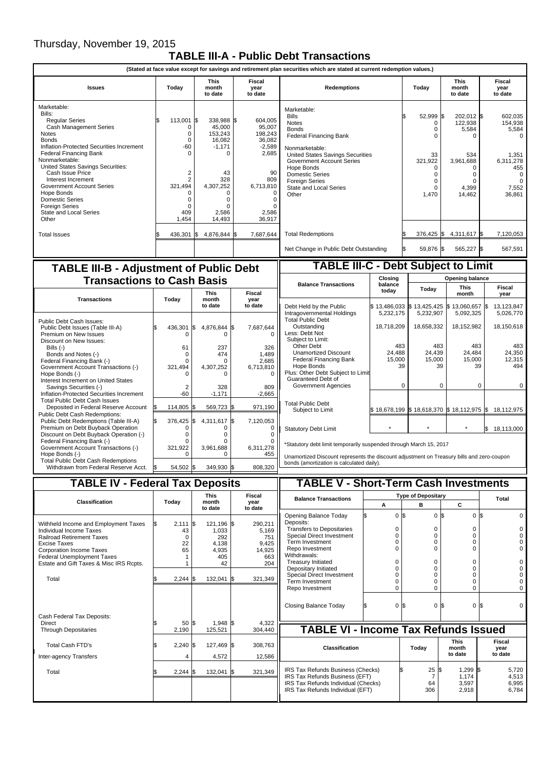Thursday, November 19, 2015

# TABLE III-A - Public Debt Transactions

(Stated at face value except for savings and retirement plan securities which are stated at current redemption values.)

| Issues | Today | This month to date | Fiscal year to date |
|---|---|---|---|
| Marketable: | | | |
| Bills: | | | |
| Regular Series | $ 113,001 | $ 338,988 | $ 604,005 |
| Cash Management Series | 0 | 45,000 | 95,007 |
| Notes | 0 | 153,243 | 198,243 |
| Bonds | 0 | 16,082 | 36,082 |
| Inflation-Protected Securities Increment | -60 | -1,171 | -2,589 |
| Federal Financing Bank | 0 | 0 | 2,685 |
| Nonmarketable: | | | |
| United States Savings Securities: | | | |
| Cash Issue Price | 2 | 43 | 90 |
| Interest Increment | 2 | 328 | 809 |
| Government Account Series | 321,494 | 4,307,252 | 6,713,810 |
| Hope Bonds | 0 | 0 | 0 |
| Domestic Series | 0 | 0 | 0 |
| Foreign Series | 0 | 0 | 0 |
| State and Local Series | 409 | 2,586 | 2,586 |
| Other | 1,454 | 14,493 | 36,917 |
| Total Issues | $ 436,301 | $ 4,876,844 | $ 7,687,644 |

| Redemptions | Today | This month to date | Fiscal year to date |
|---|---|---|---|
| Marketable: | | | |
| Bills | $ 52,999 | $ 202,012 | $ 602,035 |
| Notes | 0 | 122,938 | 154,938 |
| Bonds | 0 | 5,584 | 5,584 |
| Federal Financing Bank | 0 | 0 | 0 |
| Nonmarketable: | | | |
| United States Savings Securities | 33 | 534 | 1,351 |
| Government Account Series | 321,922 | 3,961,688 | 6,311,278 |
| Hope Bonds | 0 | 0 | 455 |
| Domestic Series | 0 | 0 | 0 |
| Foreign Series | 0 | 0 | 0 |
| State and Local Series | 0 | 4,399 | 7,552 |
| Other | 1,470 | 14,462 | 36,861 |
| Total Redemptions | $ 376,425 | $ 4,311,617 | $ 7,120,053 |
| Net Change in Public Debt Outstanding | $ 59,876 | $ 565,227 | $ 567,591 |

# TABLE III-B - Adjustment of Public Debt Transactions to Cash Basis

| Transactions | Today | This month to date | Fiscal year to date |
|---|---|---|---|
| Public Debt Cash Issues: | | | |
| Public Debt Issues (Table III-A) | $ 436,301 | $ 4,876,844 | $ 7,687,644 |
| Premium on New Issues | 0 | 0 | 0 |
| Discount on New Issues: | | | |
| Bills (-) | 61 | 237 | 326 |
| Bonds and Notes (-) | 0 | 474 | 1,489 |
| Federal Financing Bank (-) | 0 | 0 | 2,685 |
| Government Account Transactions (-) | 321,494 | 4,307,252 | 6,713,810 |
| Hope Bonds (-) | 0 | 0 | 0 |
| Interest Increment on United States Savings Securities (-) | 2 | 328 | 809 |
| Inflation-Protected Securities Increment | -60 | -1,171 | -2,665 |
| Total Public Debt Cash Issues Deposited in Federal Reserve Account | $ 114,805 | $ 569,723 | $ 971,190 |
| Public Debt Cash Redemptions: | | | |
| Public Debt Redemptions (Table III-A) | $ 376,425 | $ 4,311,617 | $ 7,120,053 |
| Premium on Debt Buyback Operation | 0 | 0 | 0 |
| Discount on Debt Buyback Operation (-) | 0 | 0 | 0 |
| Federal Financing Bank (-) | 0 | 0 | 0 |
| Government Account Transactions (-) | 321,922 | 3,961,688 | 6,311,278 |
| Hope Bonds (-) | 0 | 0 | 455 |
| Total Public Debt Cash Redemptions Withdrawn from Federal Reserve Acct. | $ 54,502 | $ 349,930 | $ 808,320 |

# TABLE III-C - Debt Subject to Limit

| Balance Transactions | Closing balance today | Opening balance Today | Opening balance This month | Opening balance Fiscal year |
|---|---|---|---|---|
| Debt Held by the Public | $ 13,486,033 | $ 13,425,425 | $ 13,060,657 | $ 13,123,847 |
| Intragovernmental Holdings | 5,232,175 | 5,232,907 | 5,092,325 | 5,026,770 |
| Total Public Debt Outstanding | 18,718,209 | 18,658,332 | 18,152,982 | 18,150,618 |
| Less: Debt Not Subject to Limit: | | | | |
| Other Debt | 483 | 483 | 483 | 483 |
| Unamortized Discount | 24,488 | 24,439 | 24,484 | 24,350 |
| Federal Financing Bank | 15,000 | 15,000 | 15,000 | 12,315 |
| Hope Bonds | 39 | 39 | 39 | 494 |
| Plus: Other Debt Subject to Limit | | | | |
| Guaranteed Debt of Government Agencies | 0 | 0 | 0 | 0 |
| Total Public Debt Subject to Limit | $ 18,678,199 | $ 18,618,370 | $ 18,112,975 | $ 18,112,975 |
| Statutory Debt Limit | * | * | * | $ 18,113,000 |

*Statutory debt limit temporarily suspended through March 15, 2017

Unamortized Discount represents the discount adjustment on Treasury bills and zero-coupon bonds (amortization is calculated daily).

# TABLE IV - Federal Tax Deposits

| Classification | Today | This month to date | Fiscal year to date |
|---|---|---|---|
| Withheld Income and Employment Taxes | $ 2,111 | $ 121,196 | $ 290,211 |
| Individual Income Taxes | 43 | 1,033 | 5,169 |
| Railroad Retirement Taxes | 0 | 292 | 751 |
| Excise Taxes | 22 | 4,138 | 9,425 |
| Corporation Income Taxes | 65 | 4,935 | 14,925 |
| Federal Unemployment Taxes | 1 | 405 | 663 |
| Estate and Gift Taxes & Misc IRS Rcpts. | 1 | 42 | 204 |
| Total | $ 2,244 | $ 132,041 | $ 321,349 |
| Cash Federal Tax Deposits: | | | |
| Direct | $ 50 | $ 1,948 | $ 4,322 |
| Through Depositaries | 2,190 | 125,521 | 304,440 |
| Total Cash FTD's | $ 2,240 | $ 127,469 | $ 308,763 |
| Inter-agency Transfers | 4 | 4,572 | 12,586 |
| Total | $ 2,244 | $ 132,041 | $ 321,349 |

# TABLE V - Short-Term Cash Investments

| Balance Transactions | Type of Depositary A | Type of Depositary B | Type of Depositary C | Total |
|---|---|---|---|---|
| Opening Balance Today | $ 0 | $ 0 | $ 0 | $ 0 |
| Deposits: | | | | |
| Transfers to Depositaries | 0 | 0 | 0 | 0 |
| Special Direct Investment | 0 | 0 | 0 | 0 |
| Term Investment | 0 | 0 | 0 | 0 |
| Repo Investment | 0 | 0 | 0 | 0 |
| Withdrawals: | | | | |
| Treasury Initiated | 0 | 0 | 0 | 0 |
| Depositary Initiated | 0 | 0 | 0 | 0 |
| Special Direct Investment | 0 | 0 | 0 | 0 |
| Term Investment | 0 | 0 | 0 | 0 |
| Repo Investment | 0 | 0 | 0 | 0 |
| Closing Balance Today | $ 0 | $ 0 | $ 0 | $ 0 |

# TABLE VI - Income Tax Refunds Issued

| Classification | Today | This month to date | Fiscal year to date |
|---|---|---|---|
| IRS Tax Refunds Business (Checks) | $ 25 | $ 1,299 | $ 5,720 |
| IRS Tax Refunds Business (EFT) | 7 | 1,174 | 4,513 |
| IRS Tax Refunds Individual (Checks) | 64 | 3,597 | 6,995 |
| IRS Tax Refunds Individual (EFT) | 306 | 2,918 | 6,784 |